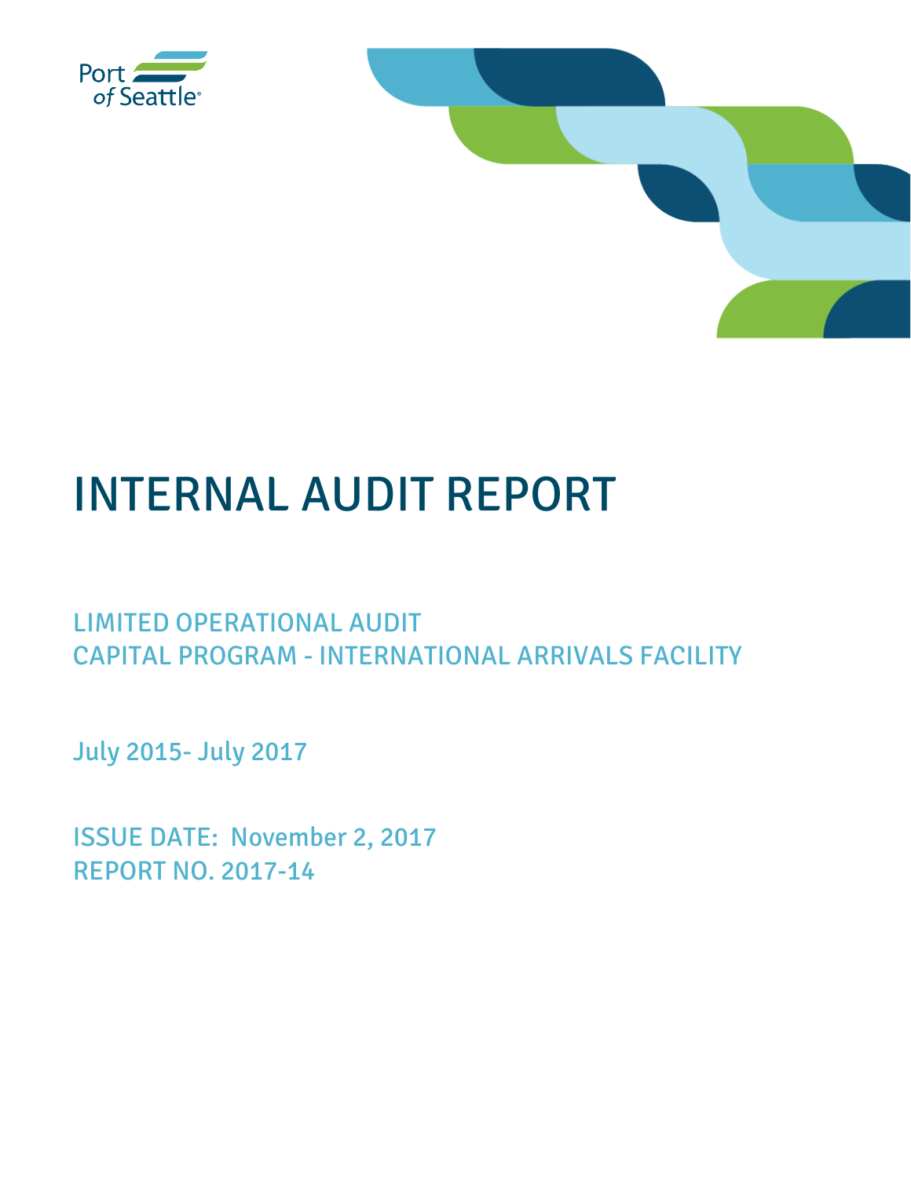Port of Seattle

# INTERNAL AUDIT REPORT

## LIMITED OPERATIONAL AUDIT
## CAPITAL PROGRAM - INTERNATIONAL ARRIVALS FACILITY

July 2015- July 2017

ISSUE DATE: November 2, 2017
REPORT NO. 2017-14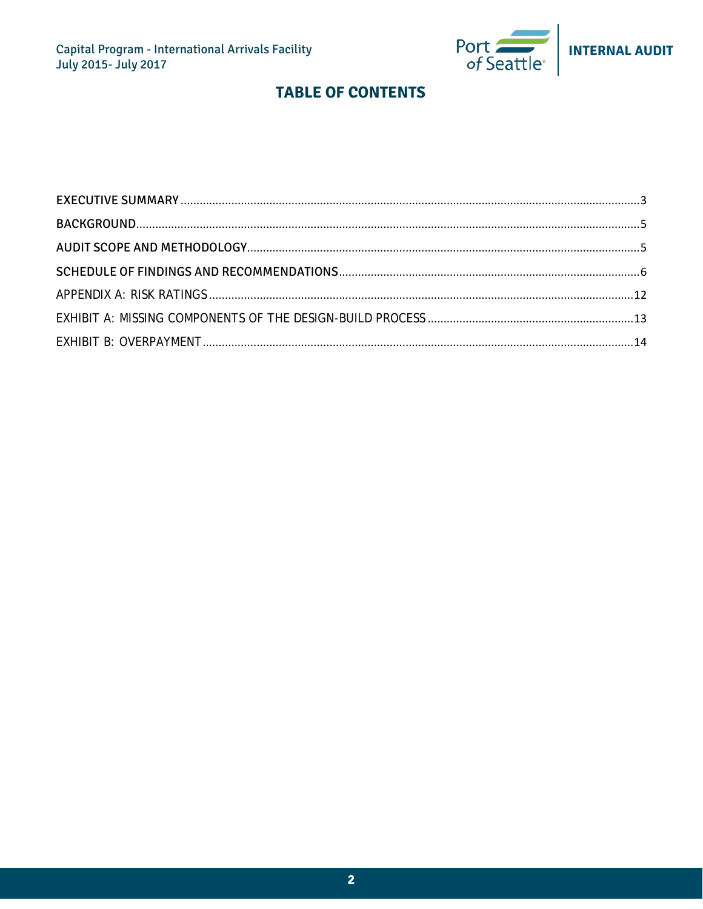# TABLE OF CONTENTS

EXECUTIVE SUMMARY ............................................................ 3

BACKGROUND ............................................................ 5

AUDIT SCOPE AND METHODOLOGY ............................................................ 5

SCHEDULE OF FINDINGS AND RECOMMENDATIONS ............................................................ 6

APPENDIX A: RISK RATINGS ............................................................ 12

EXHIBIT A: MISSING COMPONENTS OF THE DESIGN-BUILD PROCESS ............................................................ 13

EXHIBIT B: OVERPAYMENT ............................................................ 14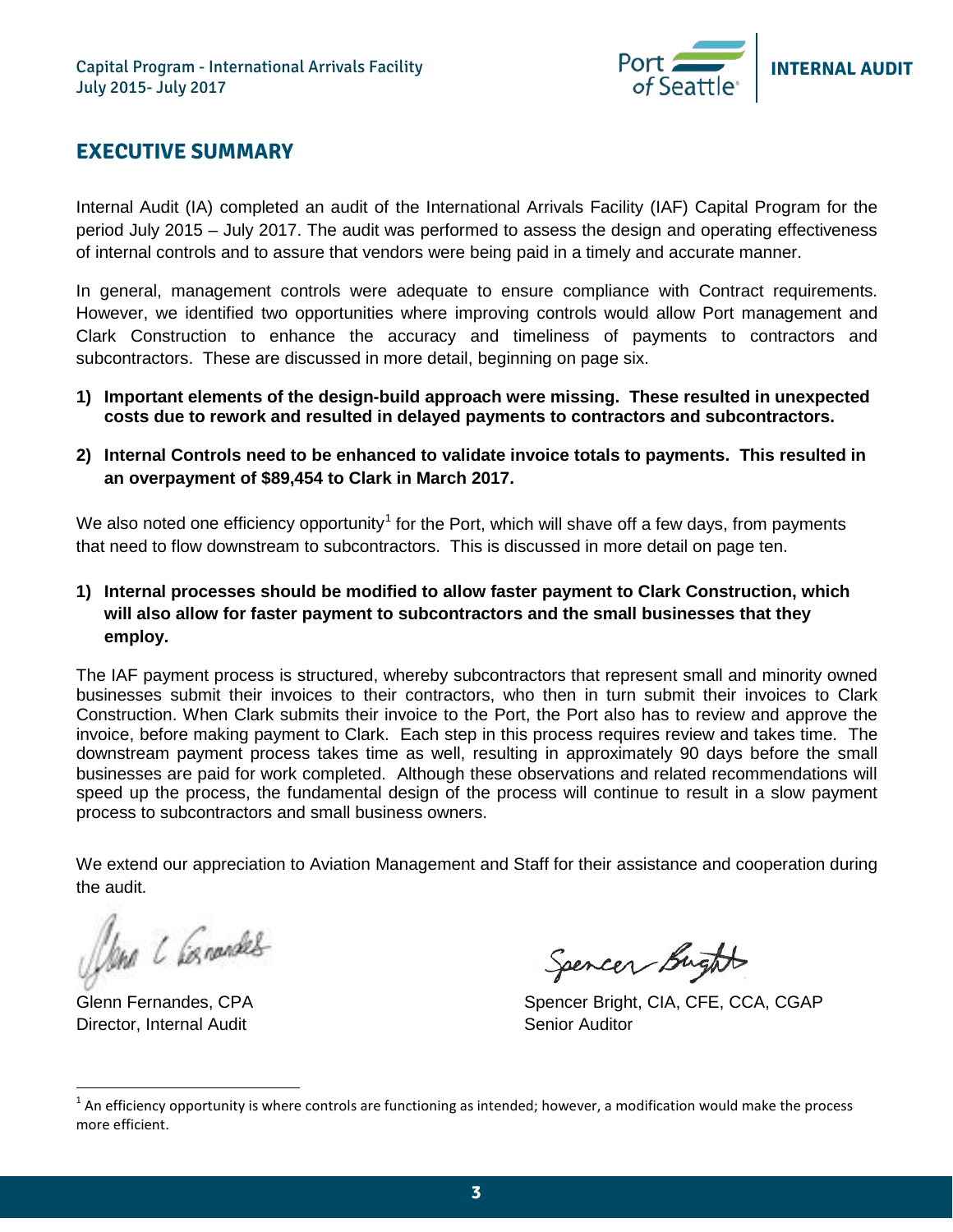# EXECUTIVE SUMMARY

Internal Audit (IA) completed an audit of the International Arrivals Facility (IAF) Capital Program for the period July 2015 – July 2017. The audit was performed to assess the design and operating effectiveness of internal controls and to assure that vendors were being paid in a timely and accurate manner.

In general, management controls were adequate to ensure compliance with Contract requirements. However, we identified two opportunities where improving controls would allow Port management and Clark Construction to enhance the accuracy and timeliness of payments to contractors and subcontractors. These are discussed in more detail, beginning on page six.

1) **Important elements of the design-build approach were missing. These resulted in unexpected costs due to rework and resulted in delayed payments to contractors and subcontractors.**

2) **Internal Controls need to be enhanced to validate invoice totals to payments. This resulted in an overpayment of $89,454 to Clark in March 2017.**

We also noted one efficiency opportunity[1] for the Port, which will shave off a few days, from payments that need to flow downstream to subcontractors. This is discussed in more detail on page ten.

1) **Internal processes should be modified to allow faster payment to Clark Construction, which will also allow for faster payment to subcontractors and the small businesses that they employ.**

The IAF payment process is structured, whereby subcontractors that represent small and minority owned businesses submit their invoices to their contractors, who then in turn submit their invoices to Clark Construction. When Clark submits their invoice to the Port, the Port also has to review and approve the invoice, before making payment to Clark. Each step in this process requires review and takes time. The downstream payment process takes time as well, resulting in approximately 90 days before the small businesses are paid for work completed. Although these observations and related recommendations will speed up the process, the fundamental design of the process will continue to result in a slow payment process to subcontractors and small business owners.

We extend our appreciation to Aviation Management and Staff for their assistance and cooperation during the audit.

Glenn Fernandes, CPA
Director, Internal Audit

Spencer Bright, CIA, CFE, CCA, CGAP
Senior Auditor

[1] An efficiency opportunity is where controls are functioning as intended; however, a modification would make the process more efficient.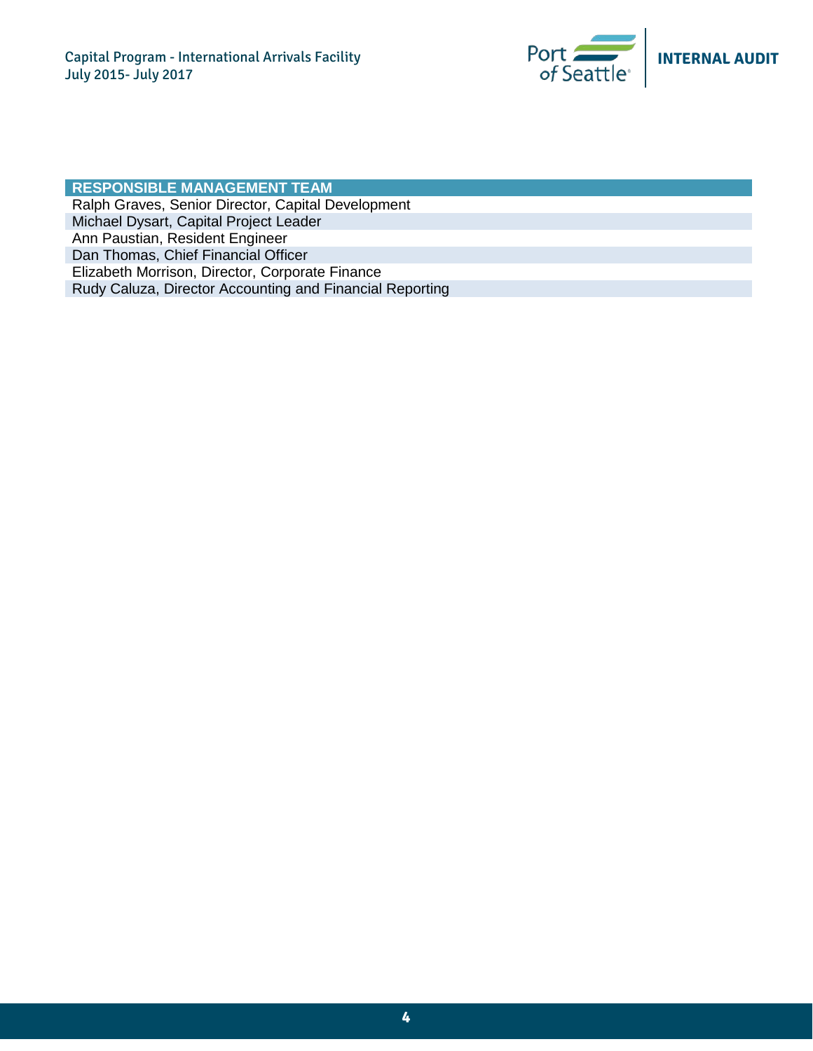| RESPONSIBLE MANAGEMENT TEAM |
| --- |
| Ralph Graves, Senior Director, Capital Development |
| Michael Dysart, Capital Project Leader |
| Ann Paustian, Resident Engineer |
| Dan Thomas, Chief Financial Officer |
| Elizabeth Morrison, Director, Corporate Finance |
| Rudy Caluza, Director Accounting and Financial Reporting |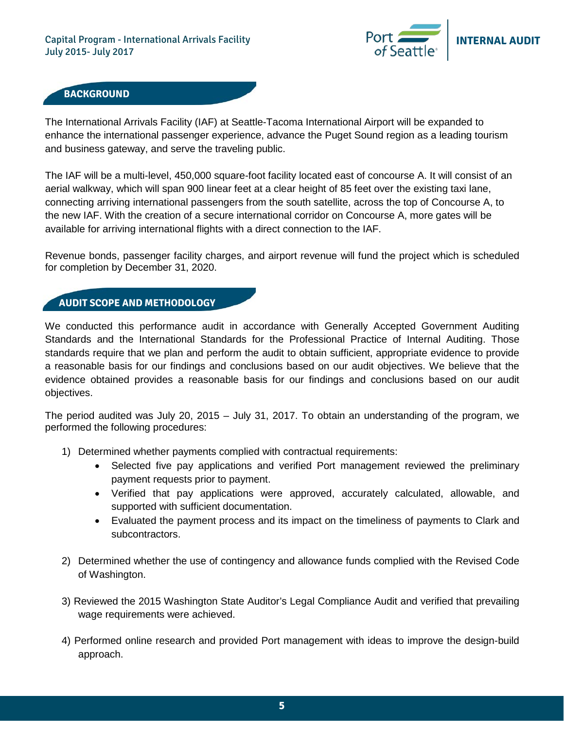## BACKGROUND

The International Arrivals Facility (IAF) at Seattle-Tacoma International Airport will be expanded to enhance the international passenger experience, advance the Puget Sound region as a leading tourism and business gateway, and serve the traveling public.

The IAF will be a multi-level, 450,000 square-foot facility located east of concourse A. It will consist of an aerial walkway, which will span 900 linear feet at a clear height of 85 feet over the existing taxi lane, connecting arriving international passengers from the south satellite, across the top of Concourse A, to the new IAF. With the creation of a secure international corridor on Concourse A, more gates will be available for arriving international flights with a direct connection to the IAF.

Revenue bonds, passenger facility charges, and airport revenue will fund the project which is scheduled for completion by December 31, 2020.

## AUDIT SCOPE AND METHODOLOGY

We conducted this performance audit in accordance with Generally Accepted Government Auditing Standards and the International Standards for the Professional Practice of Internal Auditing. Those standards require that we plan and perform the audit to obtain sufficient, appropriate evidence to provide a reasonable basis for our findings and conclusions based on our audit objectives. We believe that the evidence obtained provides a reasonable basis for our findings and conclusions based on our audit objectives.

The period audited was July 20, 2015 – July 31, 2017. To obtain an understanding of the program, we performed the following procedures:

1) Determined whether payments complied with contractual requirements:
   - Selected five pay applications and verified Port management reviewed the preliminary payment requests prior to payment.
   - Verified that pay applications were approved, accurately calculated, allowable, and supported with sufficient documentation.
   - Evaluated the payment process and its impact on the timeliness of payments to Clark and subcontractors.

2) Determined whether the use of contingency and allowance funds complied with the Revised Code of Washington.

3) Reviewed the 2015 Washington State Auditor's Legal Compliance Audit and verified that prevailing wage requirements were achieved.

4) Performed online research and provided Port management with ideas to improve the design-build approach.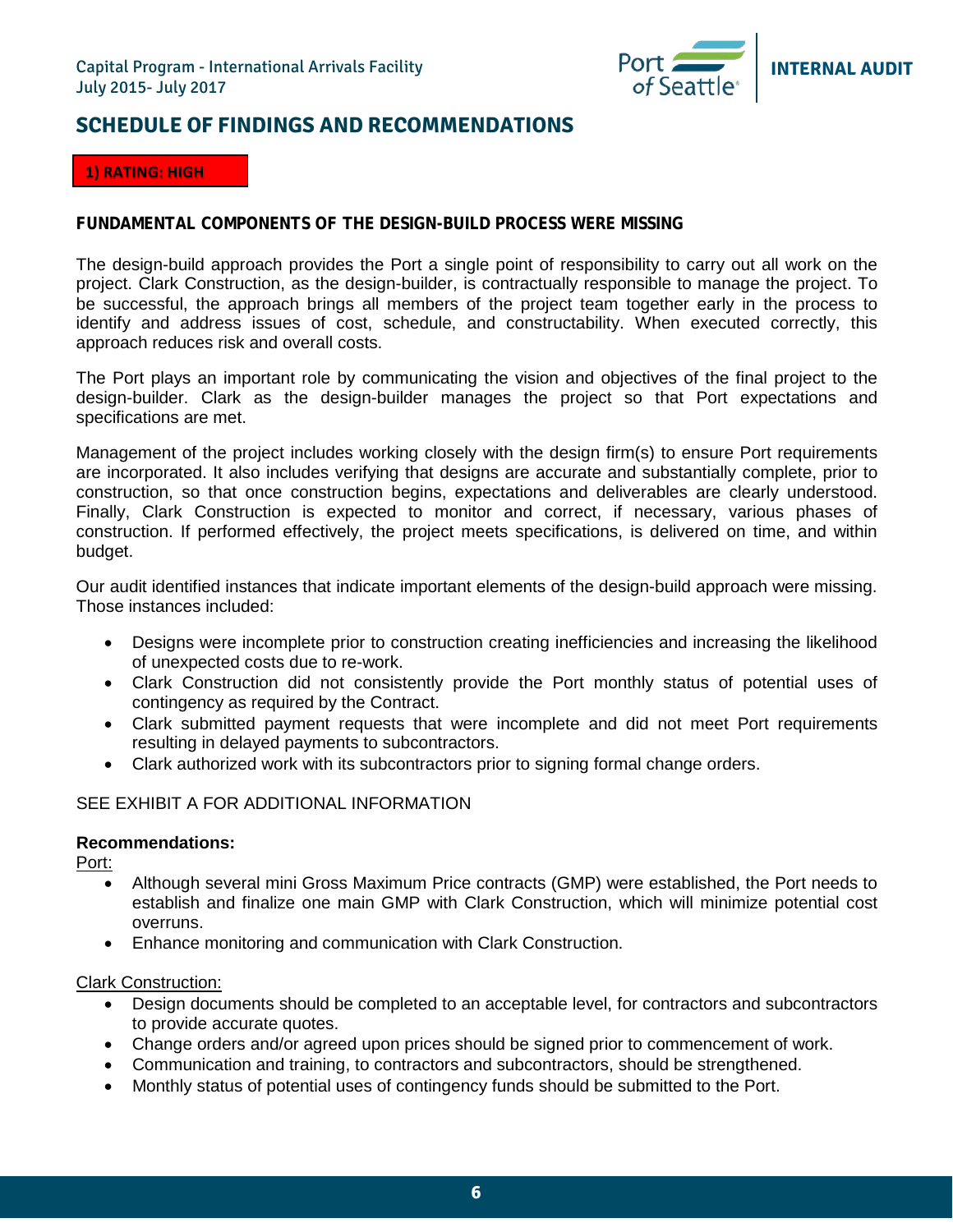## SCHEDULE OF FINDINGS AND RECOMMENDATIONS

**1) RATING: HIGH**

**FUNDAMENTAL COMPONENTS OF THE DESIGN-BUILD PROCESS WERE MISSING**

The design-build approach provides the Port a single point of responsibility to carry out all work on the project. Clark Construction, as the design-builder, is contractually responsible to manage the project. To be successful, the approach brings all members of the project team together early in the process to identify and address issues of cost, schedule, and constructability. When executed correctly, this approach reduces risk and overall costs.

The Port plays an important role by communicating the vision and objectives of the final project to the design-builder. Clark as the design-builder manages the project so that Port expectations and specifications are met.

Management of the project includes working closely with the design firm(s) to ensure Port requirements are incorporated. It also includes verifying that designs are accurate and substantially complete, prior to construction, so that once construction begins, expectations and deliverables are clearly understood. Finally, Clark Construction is expected to monitor and correct, if necessary, various phases of construction. If performed effectively, the project meets specifications, is delivered on time, and within budget.

Our audit identified instances that indicate important elements of the design-build approach were missing. Those instances included:

- Designs were incomplete prior to construction creating inefficiencies and increasing the likelihood of unexpected costs due to re-work.
- Clark Construction did not consistently provide the Port monthly status of potential uses of contingency as required by the Contract.
- Clark submitted payment requests that were incomplete and did not meet Port requirements resulting in delayed payments to subcontractors.
- Clark authorized work with its subcontractors prior to signing formal change orders.

SEE EXHIBIT A FOR ADDITIONAL INFORMATION

**Recommendations:**

Port:

- Although several mini Gross Maximum Price contracts (GMP) were established, the Port needs to establish and finalize one main GMP with Clark Construction, which will minimize potential cost overruns.
- Enhance monitoring and communication with Clark Construction.

Clark Construction:

- Design documents should be completed to an acceptable level, for contractors and subcontractors to provide accurate quotes.
- Change orders and/or agreed upon prices should be signed prior to commencement of work.
- Communication and training, to contractors and subcontractors, should be strengthened.
- Monthly status of potential uses of contingency funds should be submitted to the Port.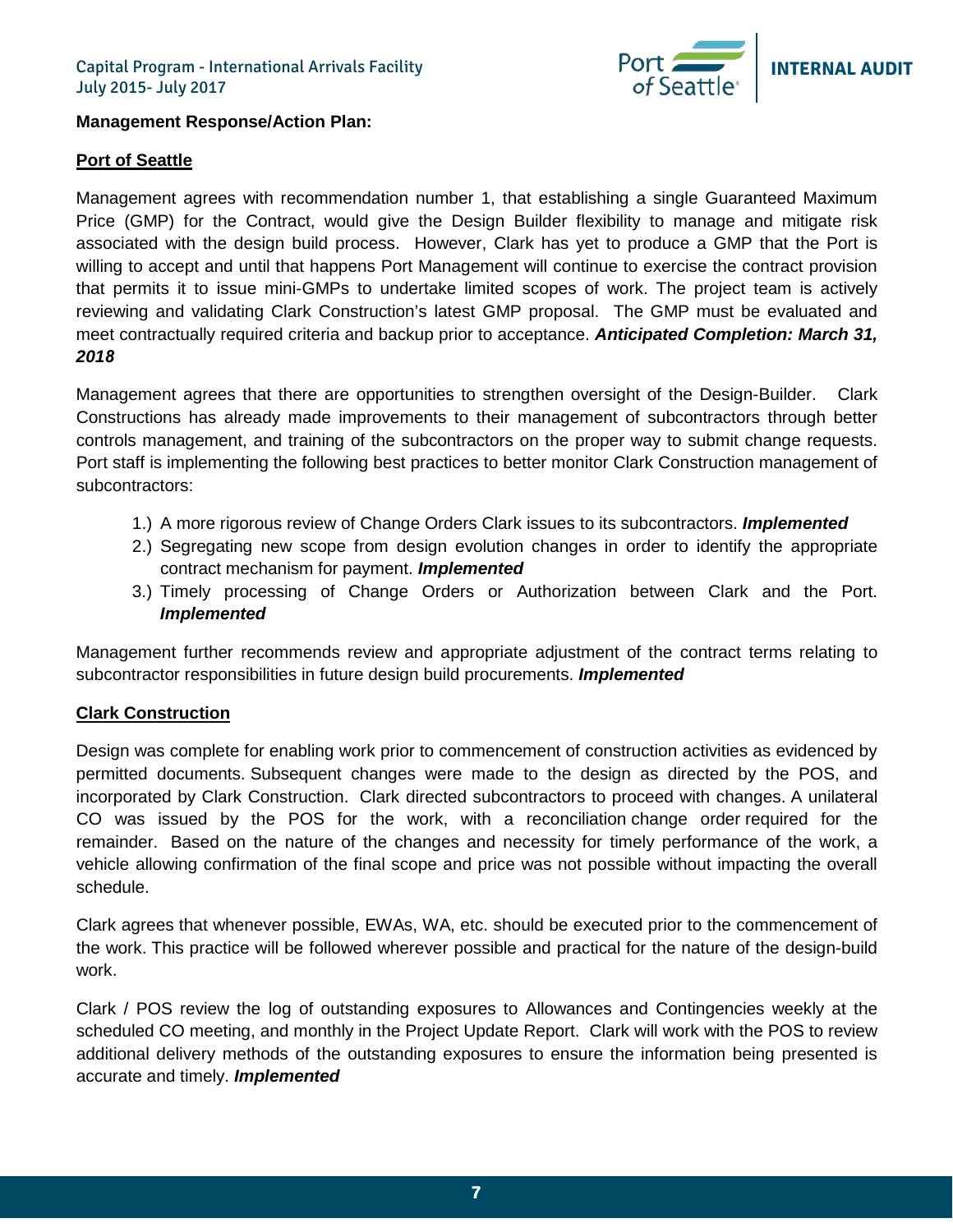**Management Response/Action Plan:**

**Port of Seattle**

Management agrees with recommendation number 1, that establishing a single Guaranteed Maximum Price (GMP) for the Contract, would give the Design Builder flexibility to manage and mitigate risk associated with the design build process. However, Clark has yet to produce a GMP that the Port is willing to accept and until that happens Port Management will continue to exercise the contract provision that permits it to issue mini-GMPs to undertake limited scopes of work. The project team is actively reviewing and validating Clark Construction's latest GMP proposal. The GMP must be evaluated and meet contractually required criteria and backup prior to acceptance. ***Anticipated Completion: March 31, 2018***

Management agrees that there are opportunities to strengthen oversight of the Design-Builder. Clark Constructions has already made improvements to their management of subcontractors through better controls management, and training of the subcontractors on the proper way to submit change requests. Port staff is implementing the following best practices to better monitor Clark Construction management of subcontractors:

1.) A more rigorous review of Change Orders Clark issues to its subcontractors. ***Implemented***
2.) Segregating new scope from design evolution changes in order to identify the appropriate contract mechanism for payment. ***Implemented***
3.) Timely processing of Change Orders or Authorization between Clark and the Port. ***Implemented***

Management further recommends review and appropriate adjustment of the contract terms relating to subcontractor responsibilities in future design build procurements. ***Implemented***

**Clark Construction**

Design was complete for enabling work prior to commencement of construction activities as evidenced by permitted documents. Subsequent changes were made to the design as directed by the POS, and incorporated by Clark Construction. Clark directed subcontractors to proceed with changes. A unilateral CO was issued by the POS for the work, with a reconciliation change order required for the remainder. Based on the nature of the changes and necessity for timely performance of the work, a vehicle allowing confirmation of the final scope and price was not possible without impacting the overall schedule.

Clark agrees that whenever possible, EWAs, WA, etc. should be executed prior to the commencement of the work. This practice will be followed wherever possible and practical for the nature of the design-build work.

Clark / POS review the log of outstanding exposures to Allowances and Contingencies weekly at the scheduled CO meeting, and monthly in the Project Update Report. Clark will work with the POS to review additional delivery methods of the outstanding exposures to ensure the information being presented is accurate and timely. ***Implemented***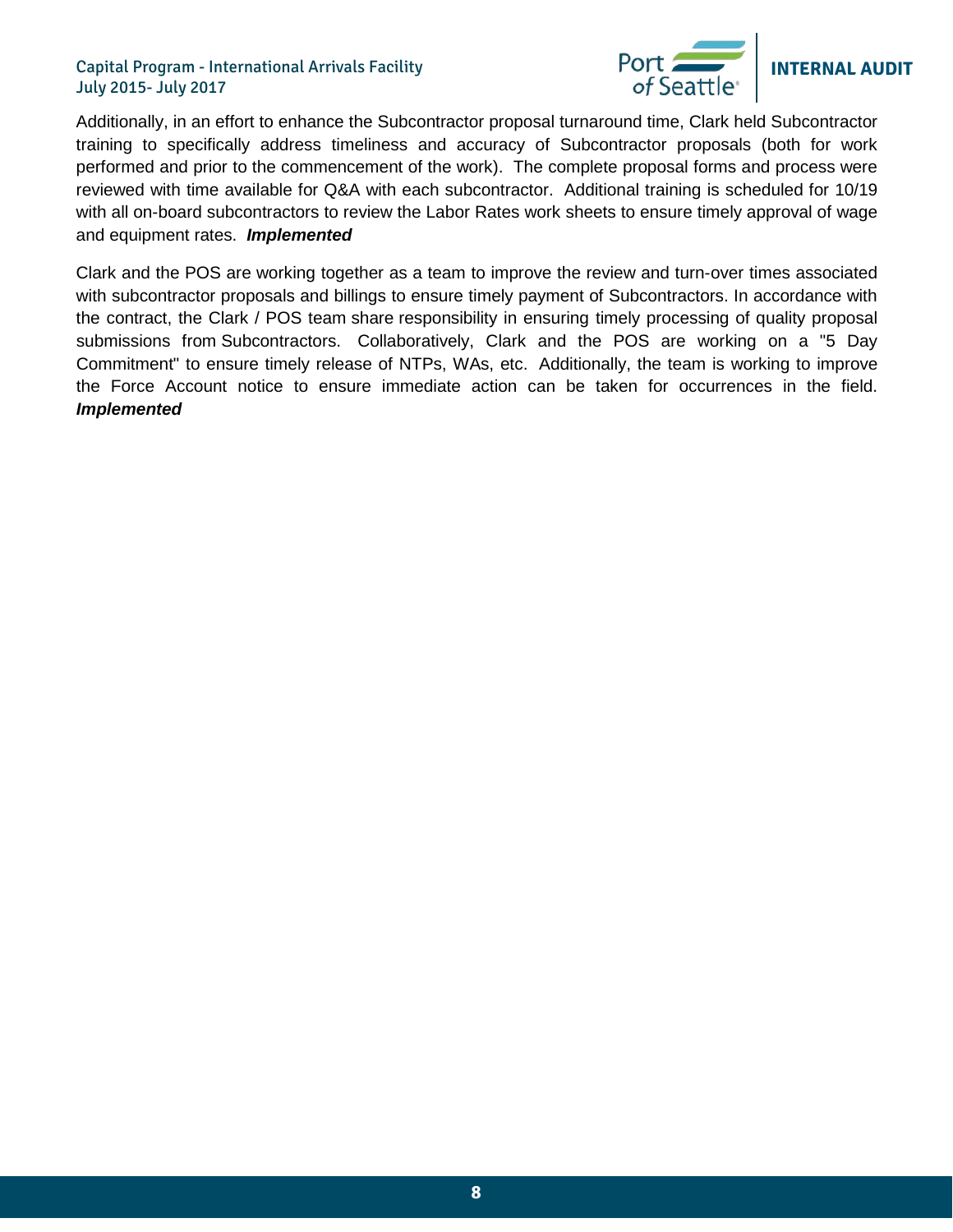Additionally, in an effort to enhance the Subcontractor proposal turnaround time, Clark held Subcontractor training to specifically address timeliness and accuracy of Subcontractor proposals (both for work performed and prior to the commencement of the work). The complete proposal forms and process were reviewed with time available for Q&A with each subcontractor. Additional training is scheduled for 10/19 with all on-board subcontractors to review the Labor Rates work sheets to ensure timely approval of wage and equipment rates. ***Implemented***

Clark and the POS are working together as a team to improve the review and turn-over times associated with subcontractor proposals and billings to ensure timely payment of Subcontractors. In accordance with the contract, the Clark / POS team share responsibility in ensuring timely processing of quality proposal submissions from Subcontractors. Collaboratively, Clark and the POS are working on a "5 Day Commitment" to ensure timely release of NTPs, WAs, etc. Additionally, the team is working to improve the Force Account notice to ensure immediate action can be taken for occurrences in the field. ***Implemented***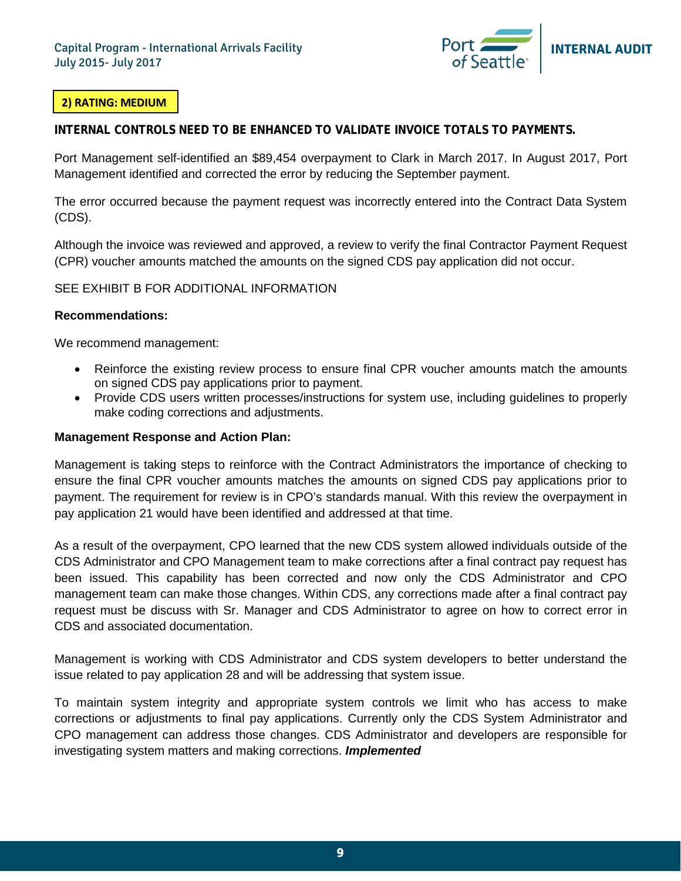**2) RATING: MEDIUM**

**INTERNAL CONTROLS NEED TO BE ENHANCED TO VALIDATE INVOICE TOTALS TO PAYMENTS.**

Port Management self-identified an $89,454 overpayment to Clark in March 2017. In August 2017, Port Management identified and corrected the error by reducing the September payment.

The error occurred because the payment request was incorrectly entered into the Contract Data System (CDS).

Although the invoice was reviewed and approved, a review to verify the final Contractor Payment Request (CPR) voucher amounts matched the amounts on the signed CDS pay application did not occur.

SEE EXHIBIT B FOR ADDITIONAL INFORMATION

**Recommendations:**

We recommend management:

- Reinforce the existing review process to ensure final CPR voucher amounts match the amounts on signed CDS pay applications prior to payment.
- Provide CDS users written processes/instructions for system use, including guidelines to properly make coding corrections and adjustments.

**Management Response and Action Plan:**

Management is taking steps to reinforce with the Contract Administrators the importance of checking to ensure the final CPR voucher amounts matches the amounts on signed CDS pay applications prior to payment. The requirement for review is in CPO's standards manual. With this review the overpayment in pay application 21 would have been identified and addressed at that time.

As a result of the overpayment, CPO learned that the new CDS system allowed individuals outside of the CDS Administrator and CPO Management team to make corrections after a final contract pay request has been issued. This capability has been corrected and now only the CDS Administrator and CPO management team can make those changes. Within CDS, any corrections made after a final contract pay request must be discuss with Sr. Manager and CDS Administrator to agree on how to correct error in CDS and associated documentation.

Management is working with CDS Administrator and CDS system developers to better understand the issue related to pay application 28 and will be addressing that system issue.

To maintain system integrity and appropriate system controls we limit who has access to make corrections or adjustments to final pay applications. Currently only the CDS System Administrator and CPO management can address those changes. CDS Administrator and developers are responsible for investigating system matters and making corrections. ***Implemented***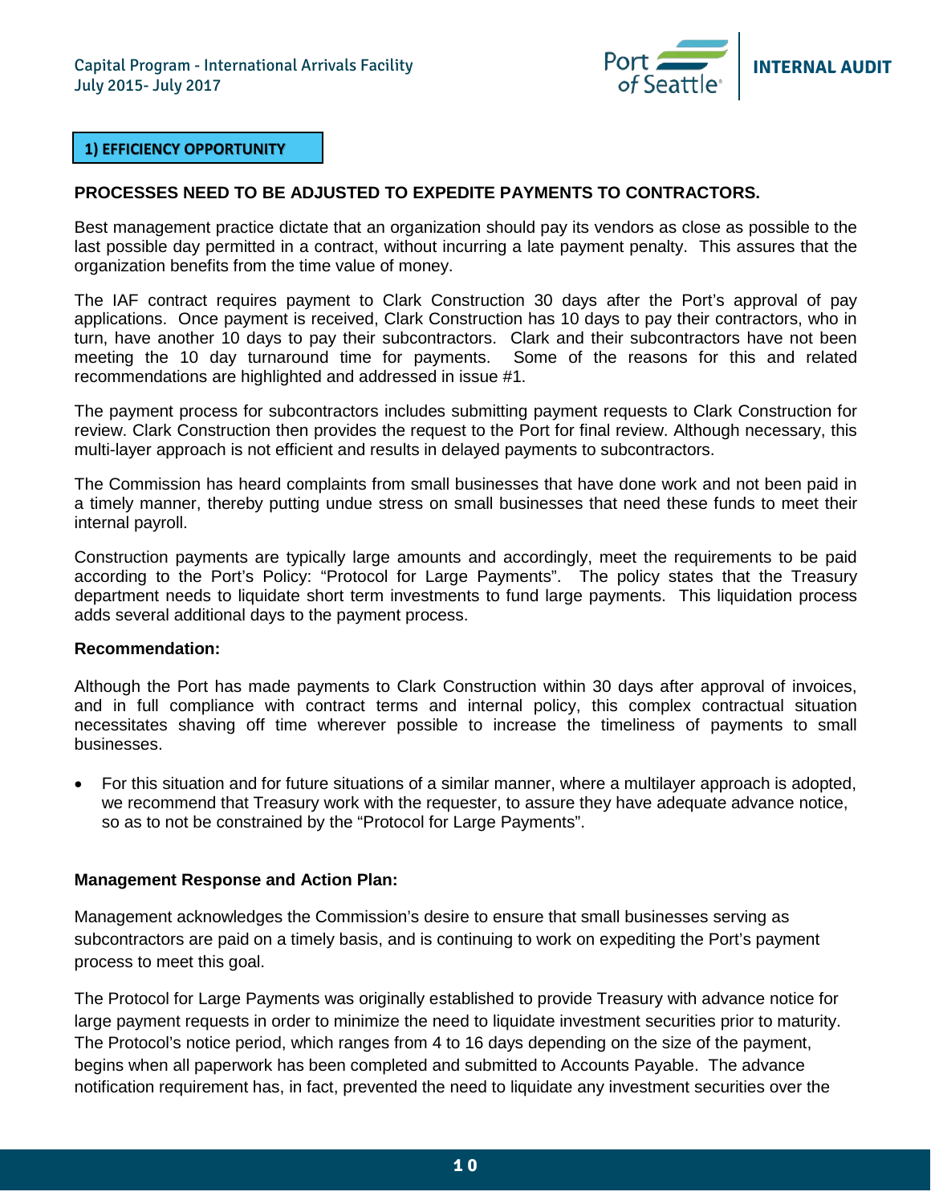**1) EFFICIENCY OPPORTUNITY**

### PROCESSES NEED TO BE ADJUSTED TO EXPEDITE PAYMENTS TO CONTRACTORS.

Best management practice dictate that an organization should pay its vendors as close as possible to the last possible day permitted in a contract, without incurring a late payment penalty. This assures that the organization benefits from the time value of money.

The IAF contract requires payment to Clark Construction 30 days after the Port's approval of pay applications. Once payment is received, Clark Construction has 10 days to pay their contractors, who in turn, have another 10 days to pay their subcontractors. Clark and their subcontractors have not been meeting the 10 day turnaround time for payments. Some of the reasons for this and related recommendations are highlighted and addressed in issue #1.

The payment process for subcontractors includes submitting payment requests to Clark Construction for review. Clark Construction then provides the request to the Port for final review. Although necessary, this multi-layer approach is not efficient and results in delayed payments to subcontractors.

The Commission has heard complaints from small businesses that have done work and not been paid in a timely manner, thereby putting undue stress on small businesses that need these funds to meet their internal payroll.

Construction payments are typically large amounts and accordingly, meet the requirements to be paid according to the Port's Policy: "Protocol for Large Payments". The policy states that the Treasury department needs to liquidate short term investments to fund large payments. This liquidation process adds several additional days to the payment process.

**Recommendation:**

Although the Port has made payments to Clark Construction within 30 days after approval of invoices, and in full compliance with contract terms and internal policy, this complex contractual situation necessitates shaving off time wherever possible to increase the timeliness of payments to small businesses.

- For this situation and for future situations of a similar manner, where a multilayer approach is adopted, we recommend that Treasury work with the requester, to assure they have adequate advance notice, so as to not be constrained by the "Protocol for Large Payments".

**Management Response and Action Plan:**

Management acknowledges the Commission's desire to ensure that small businesses serving as subcontractors are paid on a timely basis, and is continuing to work on expediting the Port's payment process to meet this goal.

The Protocol for Large Payments was originally established to provide Treasury with advance notice for large payment requests in order to minimize the need to liquidate investment securities prior to maturity. The Protocol's notice period, which ranges from 4 to 16 days depending on the size of the payment, begins when all paperwork has been completed and submitted to Accounts Payable. The advance notification requirement has, in fact, prevented the need to liquidate any investment securities over the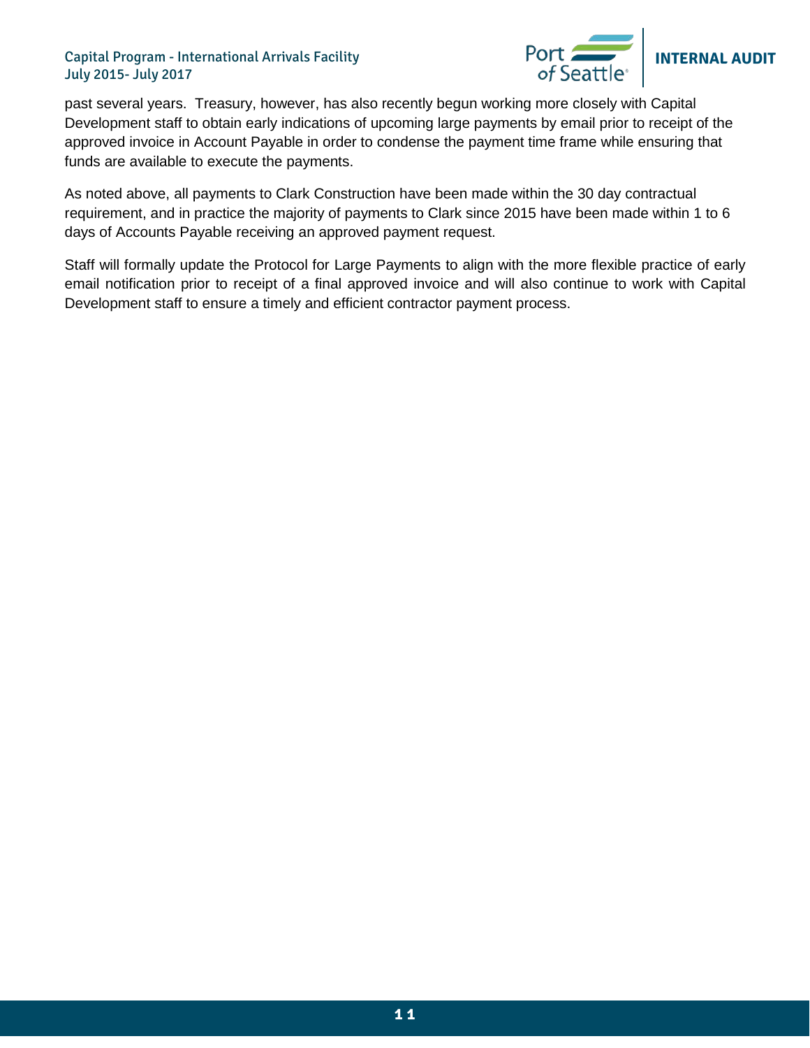past several years. Treasury, however, has also recently begun working more closely with Capital Development staff to obtain early indications of upcoming large payments by email prior to receipt of the approved invoice in Account Payable in order to condense the payment time frame while ensuring that funds are available to execute the payments.

As noted above, all payments to Clark Construction have been made within the 30 day contractual requirement, and in practice the majority of payments to Clark since 2015 have been made within 1 to 6 days of Accounts Payable receiving an approved payment request.

Staff will formally update the Protocol for Large Payments to align with the more flexible practice of early email notification prior to receipt of a final approved invoice and will also continue to work with Capital Development staff to ensure a timely and efficient contractor payment process.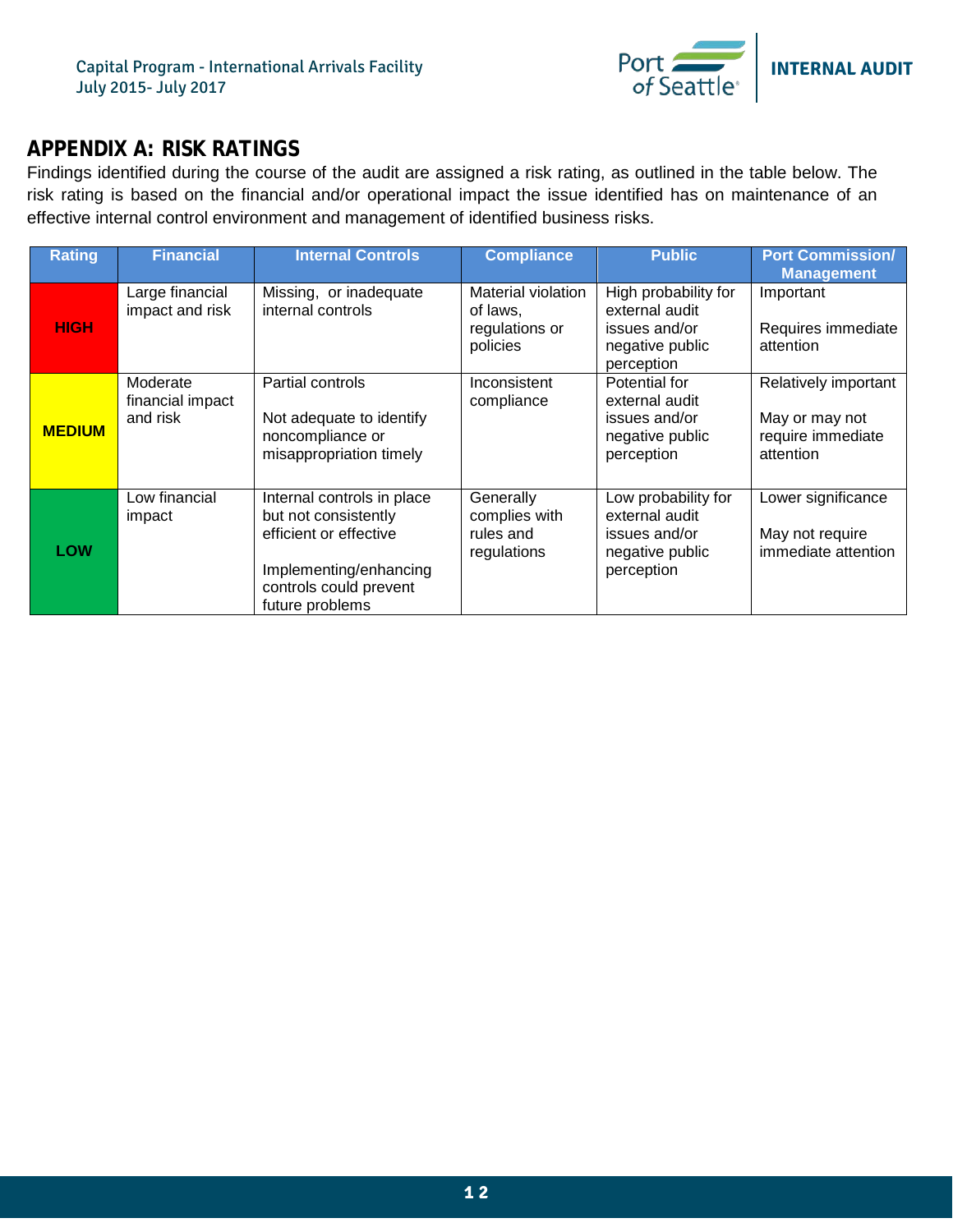## APPENDIX A: RISK RATINGS

Findings identified during the course of the audit are assigned a risk rating, as outlined in the table below. The risk rating is based on the financial and/or operational impact the issue identified has on maintenance of an effective internal control environment and management of identified business risks.

| Rating | Financial | Internal Controls | Compliance | Public | Port Commission/ Management |
|---|---|---|---|---|---|
| **HIGH** | Large financial impact and risk | Missing, or inadequate internal controls | Material violation of laws, regulations or policies | High probability for external audit issues and/or negative public perception | Important<br><br>Requires immediate attention |
| **MEDIUM** | Moderate financial impact and risk | Partial controls<br><br>Not adequate to identify noncompliance or misappropriation timely | Inconsistent compliance | Potential for external audit issues and/or negative public perception | Relatively important<br><br>May or may not require immediate attention |
| **LOW** | Low financial impact | Internal controls in place but not consistently efficient or effective<br><br>Implementing/enhancing controls could prevent future problems | Generally complies with rules and regulations | Low probability for external audit issues and/or negative public perception | Lower significance<br><br>May not require immediate attention |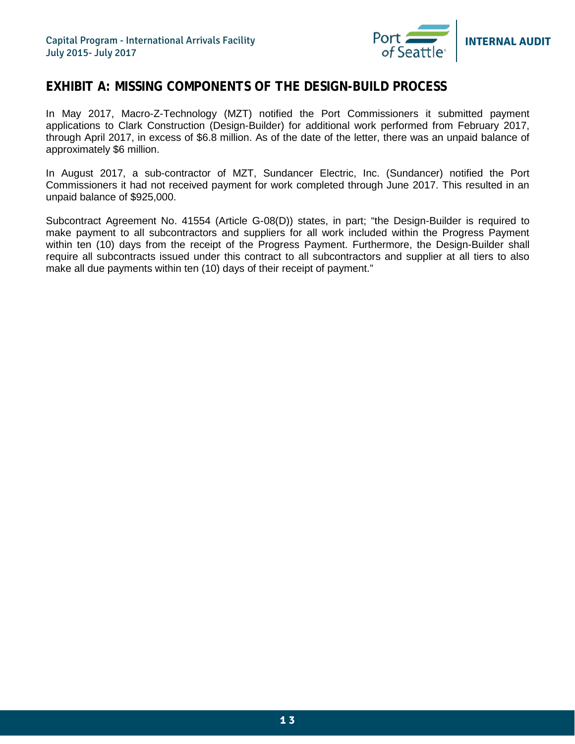## EXHIBIT A: MISSING COMPONENTS OF THE DESIGN-BUILD PROCESS

In May 2017, Macro-Z-Technology (MZT) notified the Port Commissioners it submitted payment applications to Clark Construction (Design-Builder) for additional work performed from February 2017, through April 2017, in excess of $6.8 million. As of the date of the letter, there was an unpaid balance of approximately $6 million.

In August 2017, a sub-contractor of MZT, Sundancer Electric, Inc. (Sundancer) notified the Port Commissioners it had not received payment for work completed through June 2017. This resulted in an unpaid balance of $925,000.

Subcontract Agreement No. 41554 (Article G-08(D)) states, in part; "the Design-Builder is required to make payment to all subcontractors and suppliers for all work included within the Progress Payment within ten (10) days from the receipt of the Progress Payment. Furthermore, the Design-Builder shall require all subcontracts issued under this contract to all subcontractors and supplier at all tiers to also make all due payments within ten (10) days of their receipt of payment."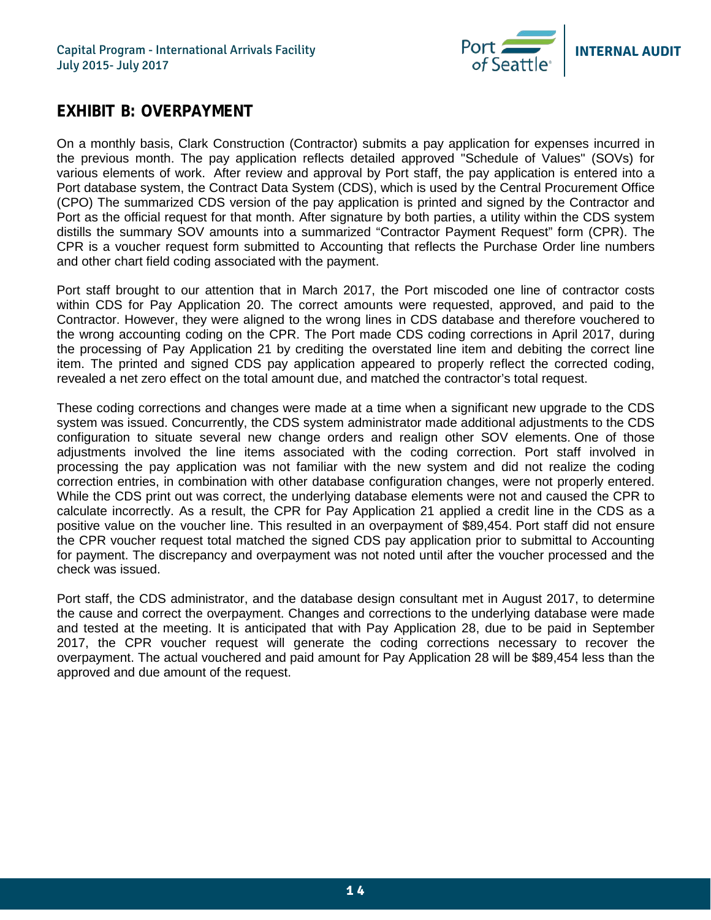## EXHIBIT B: OVERPAYMENT

On a monthly basis, Clark Construction (Contractor) submits a pay application for expenses incurred in the previous month. The pay application reflects detailed approved "Schedule of Values" (SOVs) for various elements of work. After review and approval by Port staff, the pay application is entered into a Port database system, the Contract Data System (CDS), which is used by the Central Procurement Office (CPO) The summarized CDS version of the pay application is printed and signed by the Contractor and Port as the official request for that month. After signature by both parties, a utility within the CDS system distills the summary SOV amounts into a summarized "Contractor Payment Request" form (CPR). The CPR is a voucher request form submitted to Accounting that reflects the Purchase Order line numbers and other chart field coding associated with the payment.

Port staff brought to our attention that in March 2017, the Port miscoded one line of contractor costs within CDS for Pay Application 20. The correct amounts were requested, approved, and paid to the Contractor. However, they were aligned to the wrong lines in CDS database and therefore vouchered to the wrong accounting coding on the CPR. The Port made CDS coding corrections in April 2017, during the processing of Pay Application 21 by crediting the overstated line item and debiting the correct line item. The printed and signed CDS pay application appeared to properly reflect the corrected coding, revealed a net zero effect on the total amount due, and matched the contractor's total request.

These coding corrections and changes were made at a time when a significant new upgrade to the CDS system was issued. Concurrently, the CDS system administrator made additional adjustments to the CDS configuration to situate several new change orders and realign other SOV elements. One of those adjustments involved the line items associated with the coding correction. Port staff involved in processing the pay application was not familiar with the new system and did not realize the coding correction entries, in combination with other database configuration changes, were not properly entered. While the CDS print out was correct, the underlying database elements were not and caused the CPR to calculate incorrectly. As a result, the CPR for Pay Application 21 applied a credit line in the CDS as a positive value on the voucher line. This resulted in an overpayment of $89,454. Port staff did not ensure the CPR voucher request total matched the signed CDS pay application prior to submittal to Accounting for payment. The discrepancy and overpayment was not noted until after the voucher processed and the check was issued.

Port staff, the CDS administrator, and the database design consultant met in August 2017, to determine the cause and correct the overpayment. Changes and corrections to the underlying database were made and tested at the meeting. It is anticipated that with Pay Application 28, due to be paid in September 2017, the CPR voucher request will generate the coding corrections necessary to recover the overpayment. The actual vouchered and paid amount for Pay Application 28 will be $89,454 less than the approved and due amount of the request.